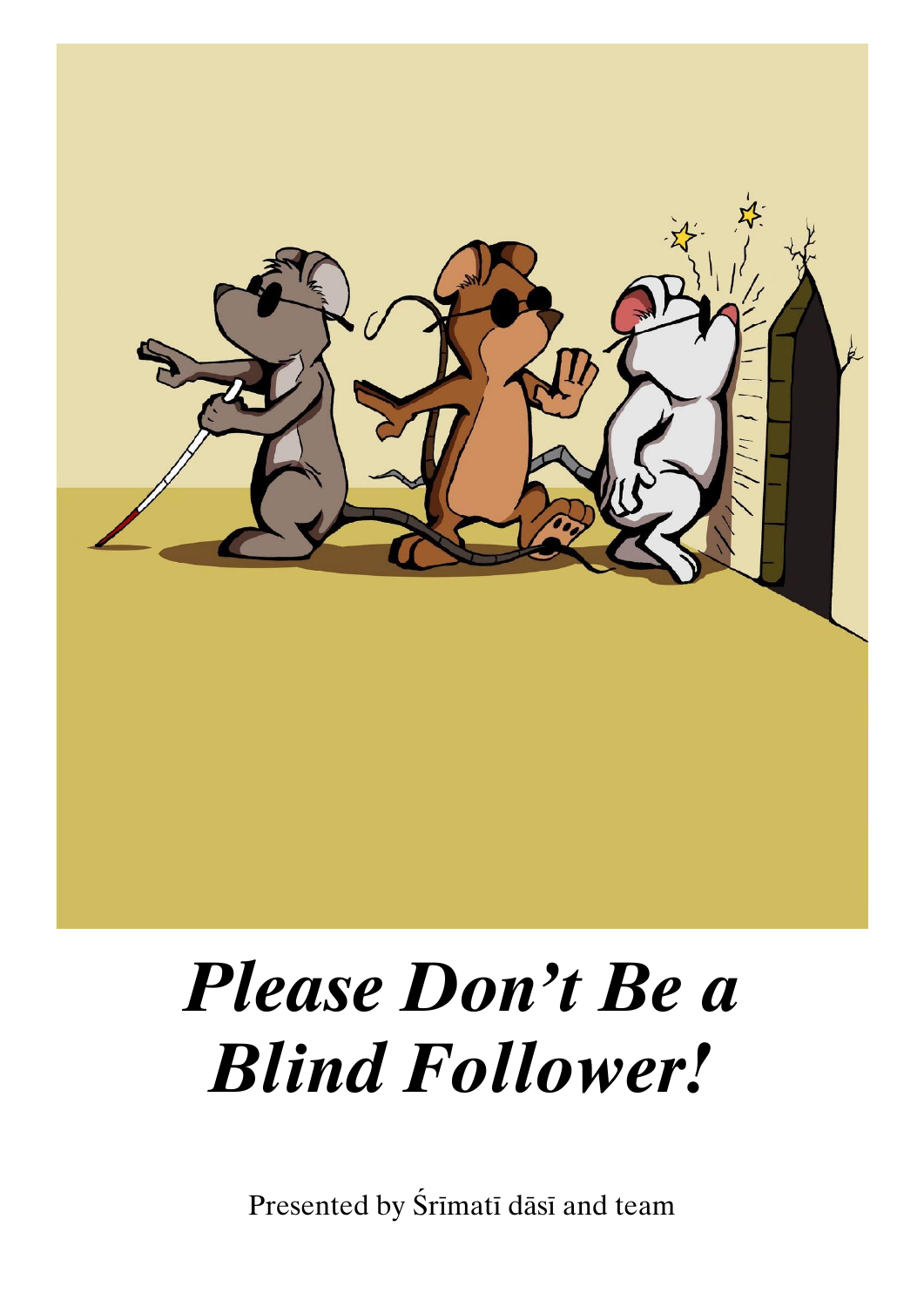# *Please Don't Be a Blind Follower!*

Presented by Śrīmatī dāsī and team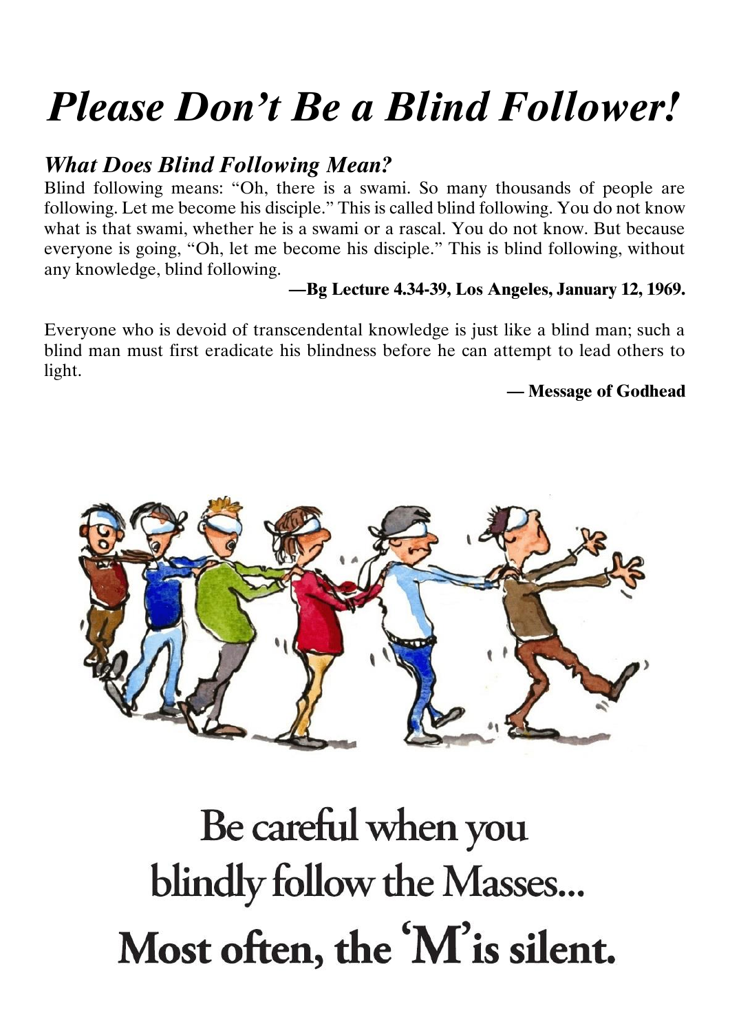# *Please Don't Be a Blind Follower!*

## *What Does Blind Following Mean?*

Blind following means: "Oh, there is a swami. So many thousands of people are following. Let me become his disciple." This is called blind following. You do not know what is that swami, whether he is a swami or a rascal. You do not know. But because everyone is going, "Oh, let me become his disciple." This is blind following, without any knowledge, blind following.

**—Bg Lecture 4.34-39, Los Angeles, January 12, 1969.**

Everyone who is devoid of transcendental knowledge is just like a blind man; such a blind man must first eradicate his blindness before he can attempt to lead others to light.

**— Message of Godhead**

Be careful when you blindly follow the Masses...

**Most often, the 'M' is silent.**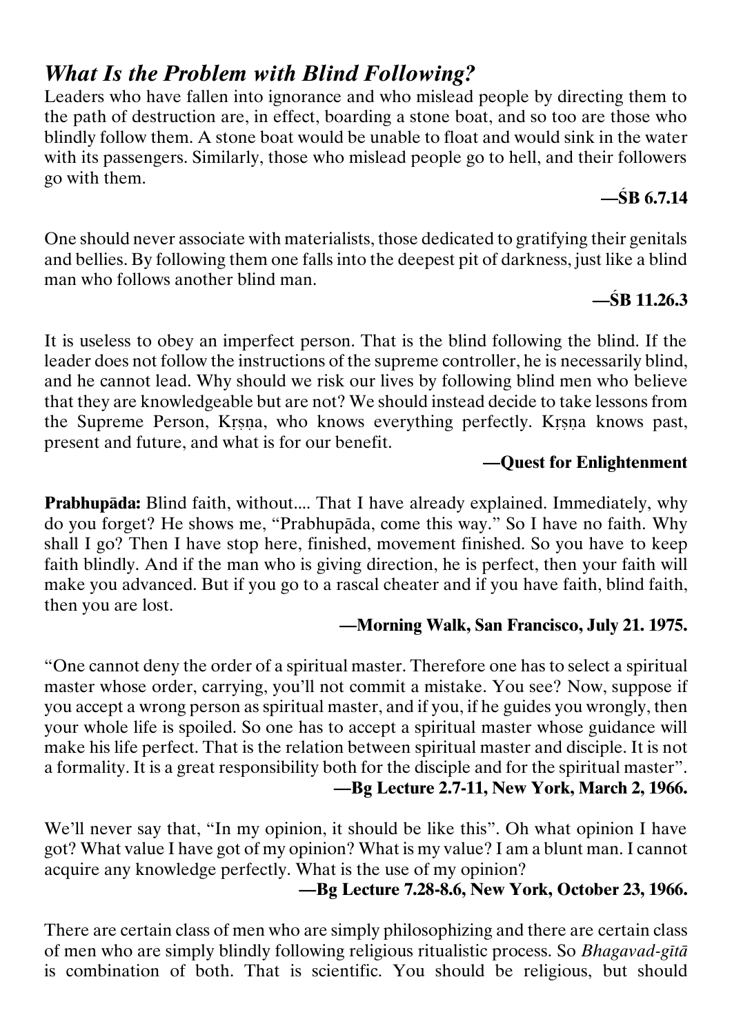## *What Is the Problem with Blind Following?*

Leaders who have fallen into ignorance and who mislead people by directing them to the path of destruction are, in effect, boarding a stone boat, and so too are those who blindly follow them. A stone boat would be unable to float and would sink in the water with its passengers. Similarly, those who mislead people go to hell, and their followers go with them.

**—ŚB 6.7.14**

One should never associate with materialists, those dedicated to gratifying their genitals and bellies. By following them one falls into the deepest pit of darkness, just like a blind man who follows another blind man.

**—ŚB 11.26.3**

It is useless to obey an imperfect person. That is the blind following the blind. If the leader does not follow the instructions of the supreme controller, he is necessarily blind, and he cannot lead. Why should we risk our lives by following blind men who believe that they are knowledgeable but are not? We should instead decide to take lessons from the Supreme Person, Kṛṣṇa, who knows everything perfectly. Kṛṣṇa knows past, present and future, and what is for our benefit.

**—Quest for Enlightenment**

**Prabhupāda:** Blind faith, without.... That I have already explained. Immediately, why do you forget? He shows me, "Prabhupāda, come this way." So I have no faith. Why shall I go? Then I have stop here, finished, movement finished. So you have to keep faith blindly. And if the man who is giving direction, he is perfect, then your faith will make you advanced. But if you go to a rascal cheater and if you have faith, blind faith, then you are lost.

**—Morning Walk, San Francisco, July 21. 1975.**

"One cannot deny the order of a spiritual master. Therefore one has to select a spiritual master whose order, carrying, you'll not commit a mistake. You see? Now, suppose if you accept a wrong person as spiritual master, and if you, if he guides you wrongly, then your whole life is spoiled. So one has to accept a spiritual master whose guidance will make his life perfect. That is the relation between spiritual master and disciple. It is not a formality. It is a great responsibility both for the disciple and for the spiritual master".

**—Bg Lecture 2.7-11, New York, March 2, 1966.**

We'll never say that, "In my opinion, it should be like this". Oh what opinion I have got? What value I have got of my opinion? What is my value? I am a blunt man. I cannot acquire any knowledge perfectly. What is the use of my opinion?

**—Bg Lecture 7.28-8.6, New York, October 23, 1966.**

There are certain class of men who are simply philosophizing and there are certain class of men who are simply blindly following religious ritualistic process. So *Bhagavad-gītā* is combination of both. That is scientific. You should be religious, but should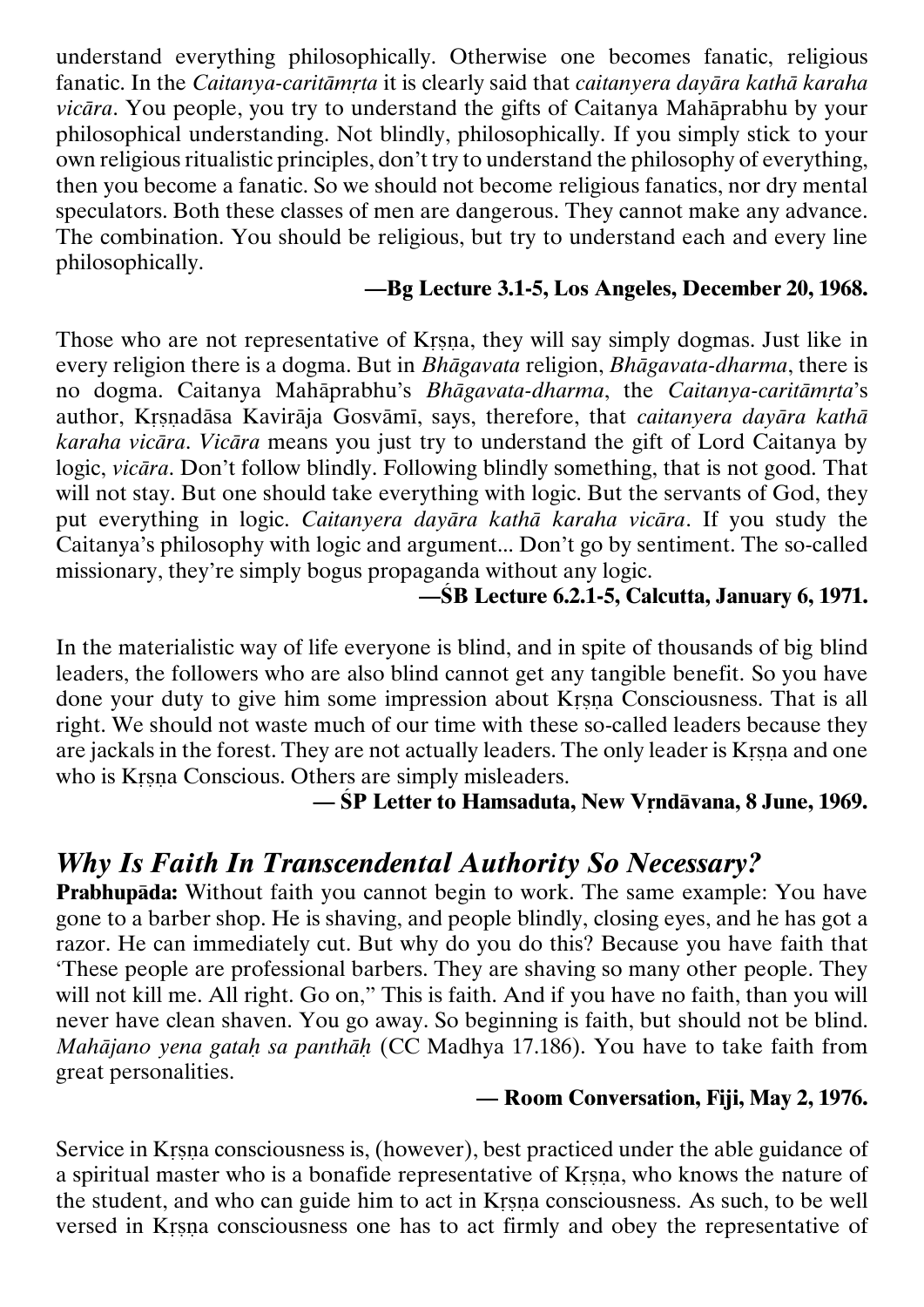understand everything philosophically. Otherwise one becomes fanatic, religious fanatic. In the *Caitanya-caritāmṛta* it is clearly said that *caitanyera dayāra kathā karaha vicāra*. You people, you try to understand the gifts of Caitanya Mahāprabhu by your philosophical understanding. Not blindly, philosophically. If you simply stick to your own religious ritualistic principles, don't try to understand the philosophy of everything, then you become a fanatic. So we should not become religious fanatics, nor dry mental speculators. Both these classes of men are dangerous. They cannot make any advance. The combination. You should be religious, but try to understand each and every line philosophically.

**—Bg Lecture 3.1-5, Los Angeles, December 20, 1968.**

Those who are not representative of Kṛṣṇa, they will say simply dogmas. Just like in every religion there is a dogma. But in *Bhāgavata* religion, *Bhāgavata-dharma*, there is no dogma. Caitanya Mahāprabhu's *Bhāgavata-dharma*, the *Caitanya-caritāmṛta*'s author, Kṛṣṇadāsa Kavirāja Gosvāmī, says, therefore, that *caitanyera dayāra kathā karaha vicāra*. *Vicāra* means you just try to understand the gift of Lord Caitanya by logic, *vicāra*. Don't follow blindly. Following blindly something, that is not good. That will not stay. But one should take everything with logic. But the servants of God, they put everything in logic. *Caitanyera dayāra kathā karaha vicāra*. If you study the Caitanya's philosophy with logic and argument... Don't go by sentiment. The so-called missionary, they're simply bogus propaganda without any logic.

**—ŚB Lecture 6.2.1-5, Calcutta, January 6, 1971.**

In the materialistic way of life everyone is blind, and in spite of thousands of big blind leaders, the followers who are also blind cannot get any tangible benefit. So you have done your duty to give him some impression about Kṛṣṇa Consciousness. That is all right. We should not waste much of our time with these so-called leaders because they are jackals in the forest. They are not actually leaders. The only leader is Kṛṣṇa and one who is Kṛṣṇa Conscious. Others are simply misleaders.

**— ŚP Letter to Hamsaduta, New Vṛndāvana, 8 June, 1969.**

## *Why Is Faith In Transcendental Authority So Necessary?*

**Prabhupāda:** Without faith you cannot begin to work. The same example: You have gone to a barber shop. He is shaving, and people blindly, closing eyes, and he has got a razor. He can immediately cut. But why do you do this? Because you have faith that 'These people are professional barbers. They are shaving so many other people. They will not kill me. All right. Go on," This is faith. And if you have no faith, than you will never have clean shaven. You go away. So beginning is faith, but should not be blind. *Mahājano yena gataḥ sa panthāḥ* (CC Madhya 17.186). You have to take faith from great personalities.

**— Room Conversation, Fiji, May 2, 1976.**

Service in Kṛṣṇa consciousness is, (however), best practiced under the able guidance of a spiritual master who is a bonafide representative of Kṛṣṇa, who knows the nature of the student, and who can guide him to act in Kṛṣṇa consciousness. As such, to be well versed in Kṛṣṇa consciousness one has to act firmly and obey the representative of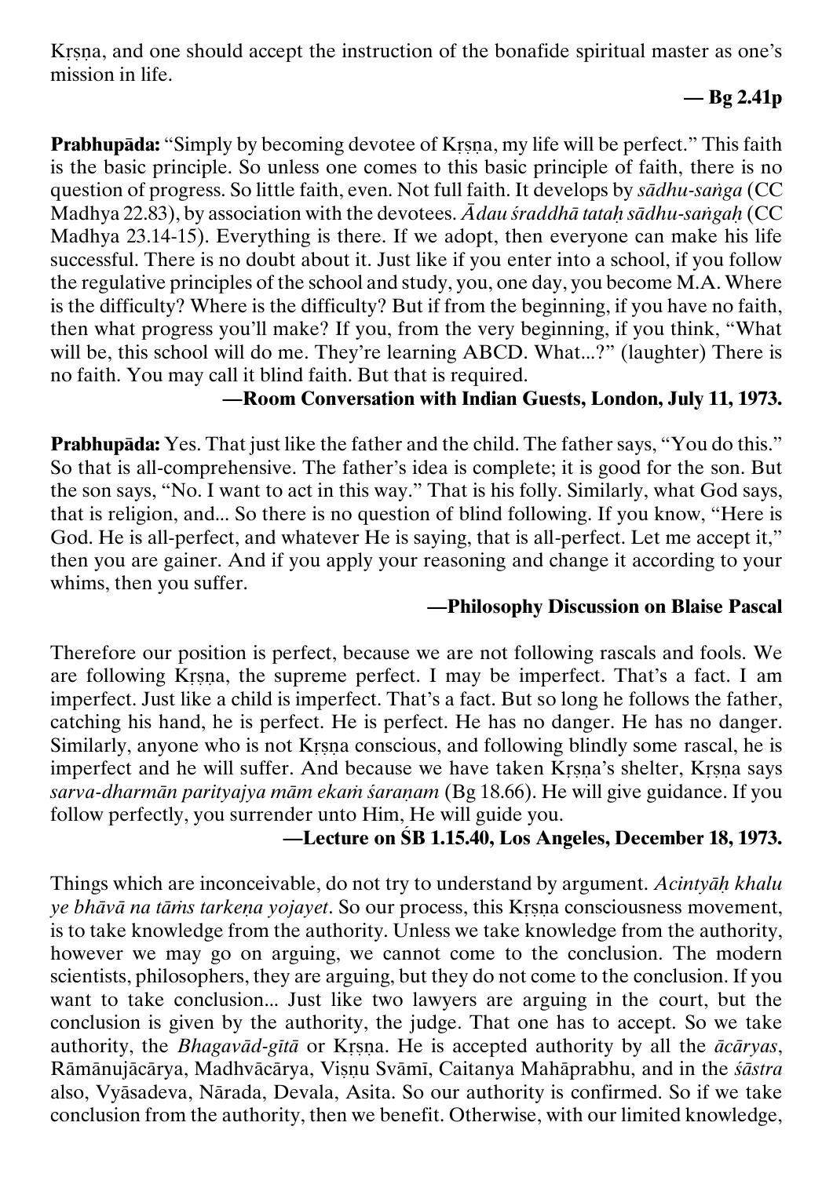Kṛṣṇa, and one should accept the instruction of the bonafide spiritual master as one's mission in life.

**— Bg 2.41p**

**Prabhupāda:** "Simply by becoming devotee of Kṛṣṇa, my life will be perfect." This faith is the basic principle. So unless one comes to this basic principle of faith, there is no question of progress. So little faith, even. Not full faith. It develops by *sādhu-saṅga* (CC Madhya 22.83), by association with the devotees. *Ādau śraddhā tataḥ sādhu-saṅgaḥ* (CC Madhya 23.14-15). Everything is there. If we adopt, then everyone can make his life successful. There is no doubt about it. Just like if you enter into a school, if you follow the regulative principles of the school and study, you, one day, you become M.A. Where is the difficulty? Where is the difficulty? But if from the beginning, if you have no faith, then what progress you'll make? If you, from the very beginning, if you think, "What will be, this school will do me. They're learning ABCD. What...?" (laughter) There is no faith. You may call it blind faith. But that is required.

**—Room Conversation with Indian Guests, London, July 11, 1973.**

**Prabhupāda:** Yes. That just like the father and the child. The father says, "You do this." So that is all-comprehensive. The father's idea is complete; it is good for the son. But the son says, "No. I want to act in this way." That is his folly. Similarly, what God says, that is religion, and... So there is no question of blind following. If you know, "Here is God. He is all-perfect, and whatever He is saying, that is all-perfect. Let me accept it," then you are gainer. And if you apply your reasoning and change it according to your whims, then you suffer.

**—Philosophy Discussion on Blaise Pascal**

Therefore our position is perfect, because we are not following rascals and fools. We are following Kṛṣṇa, the supreme perfect. I may be imperfect. That's a fact. I am imperfect. Just like a child is imperfect. That's a fact. But so long he follows the father, catching his hand, he is perfect. He is perfect. He has no danger. He has no danger. Similarly, anyone who is not Kṛṣṇa conscious, and following blindly some rascal, he is imperfect and he will suffer. And because we have taken Kṛṣṇa's shelter, Kṛṣṇa says *sarva-dharmān parityajya mām ekaṁ śaraṇam* (Bg 18.66). He will give guidance. If you follow perfectly, you surrender unto Him, He will guide you.

**—Lecture on ŚB 1.15.40, Los Angeles, December 18, 1973.**

Things which are inconceivable, do not try to understand by argument. *Acintyāḥ khalu ye bhāvā na tāṁs tarkeṇa yojayet*. So our process, this Kṛṣṇa consciousness movement, is to take knowledge from the authority. Unless we take knowledge from the authority, however we may go on arguing, we cannot come to the conclusion. The modern scientists, philosophers, they are arguing, but they do not come to the conclusion. If you want to take conclusion... Just like two lawyers are arguing in the court, but the conclusion is given by the authority, the judge. That one has to accept. So we take authority, the *Bhagavād-gītā* or Kṛṣṇa. He is accepted authority by all the *ācāryas*, Rāmānujācārya, Madhvācārya, Viṣṇu Svāmī, Caitanya Mahāprabhu, and in the *śāstra* also, Vyāsadeva, Nārada, Devala, Asita. So our authority is confirmed. So if we take conclusion from the authority, then we benefit. Otherwise, with our limited knowledge,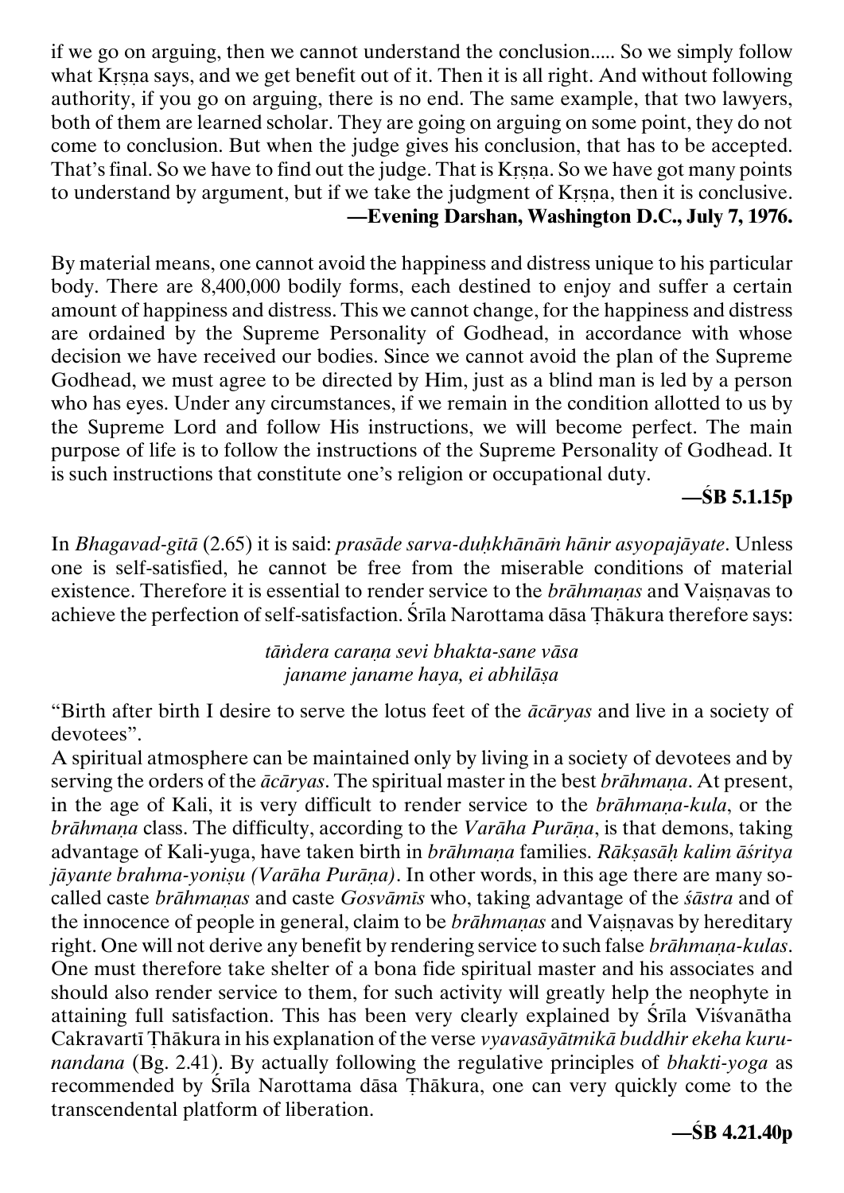if we go on arguing, then we cannot understand the conclusion..... So we simply follow what Kṛṣṇa says, and we get benefit out of it. Then it is all right. And without following authority, if you go on arguing, there is no end. The same example, that two lawyers, both of them are learned scholar. They are going on arguing on some point, they do not come to conclusion. But when the judge gives his conclusion, that has to be accepted. That's final. So we have to find out the judge. That is Kṛṣṇa. So we have got many points to understand by argument, but if we take the judgment of Kṛṣṇa, then it is conclusive.

**—Evening Darshan, Washington D.C., July 7, 1976.**

By material means, one cannot avoid the happiness and distress unique to his particular body. There are 8,400,000 bodily forms, each destined to enjoy and suffer a certain amount of happiness and distress. This we cannot change, for the happiness and distress are ordained by the Supreme Personality of Godhead, in accordance with whose decision we have received our bodies. Since we cannot avoid the plan of the Supreme Godhead, we must agree to be directed by Him, just as a blind man is led by a person who has eyes. Under any circumstances, if we remain in the condition allotted to us by the Supreme Lord and follow His instructions, we will become perfect. The main purpose of life is to follow the instructions of the Supreme Personality of Godhead. It is such instructions that constitute one's religion or occupational duty.

**—ŚB 5.1.15p**

In *Bhagavad-gītā* (2.65) it is said: *prasāde sarva-duḥkhānāṁ hānir asyopajāyate*. Unless one is self-satisfied, he cannot be free from the miserable conditions of material existence. Therefore it is essential to render service to the *brāhmaṇas* and Vaiṣṇavas to achieve the perfection of self-satisfaction. Śrīla Narottama dāsa Ṭhākura therefore says:

*tāṅdera caraṇa sevi bhakta-sane vāsa*
*janame janame haya, ei abhilāṣa*

"Birth after birth I desire to serve the lotus feet of the *ācāryas* and live in a society of devotees".

A spiritual atmosphere can be maintained only by living in a society of devotees and by serving the orders of the *ācāryas*. The spiritual master in the best *brāhmaṇa*. At present, in the age of Kali, it is very difficult to render service to the *brāhmaṇa-kula*, or the *brāhmaṇa* class. The difficulty, according to the *Varāha Purāṇa*, is that demons, taking advantage of Kali-yuga, have taken birth in *brāhmaṇa* families. *Rākṣasāḥ kalim āśritya jāyante brahma-yoniṣu (Varāha Purāṇa)*. In other words, in this age there are many so-called caste *brāhmaṇas* and caste *Gosvāmīs* who, taking advantage of the *śāstra* and of the innocence of people in general, claim to be *brāhmaṇas* and Vaiṣṇavas by hereditary right. One will not derive any benefit by rendering service to such false *brāhmaṇa-kulas*. One must therefore take shelter of a bona fide spiritual master and his associates and should also render service to them, for such activity will greatly help the neophyte in attaining full satisfaction. This has been very clearly explained by Śrīla Viśvanātha Cakravartī Ṭhākura in his explanation of the verse *vyavasāyātmikā buddhir ekeha kuru-nandana* (Bg. 2.41). By actually following the regulative principles of *bhakti-yoga* as recommended by Śrīla Narottama dāsa Ṭhākura, one can very quickly come to the transcendental platform of liberation.

**—ŚB 4.21.40p**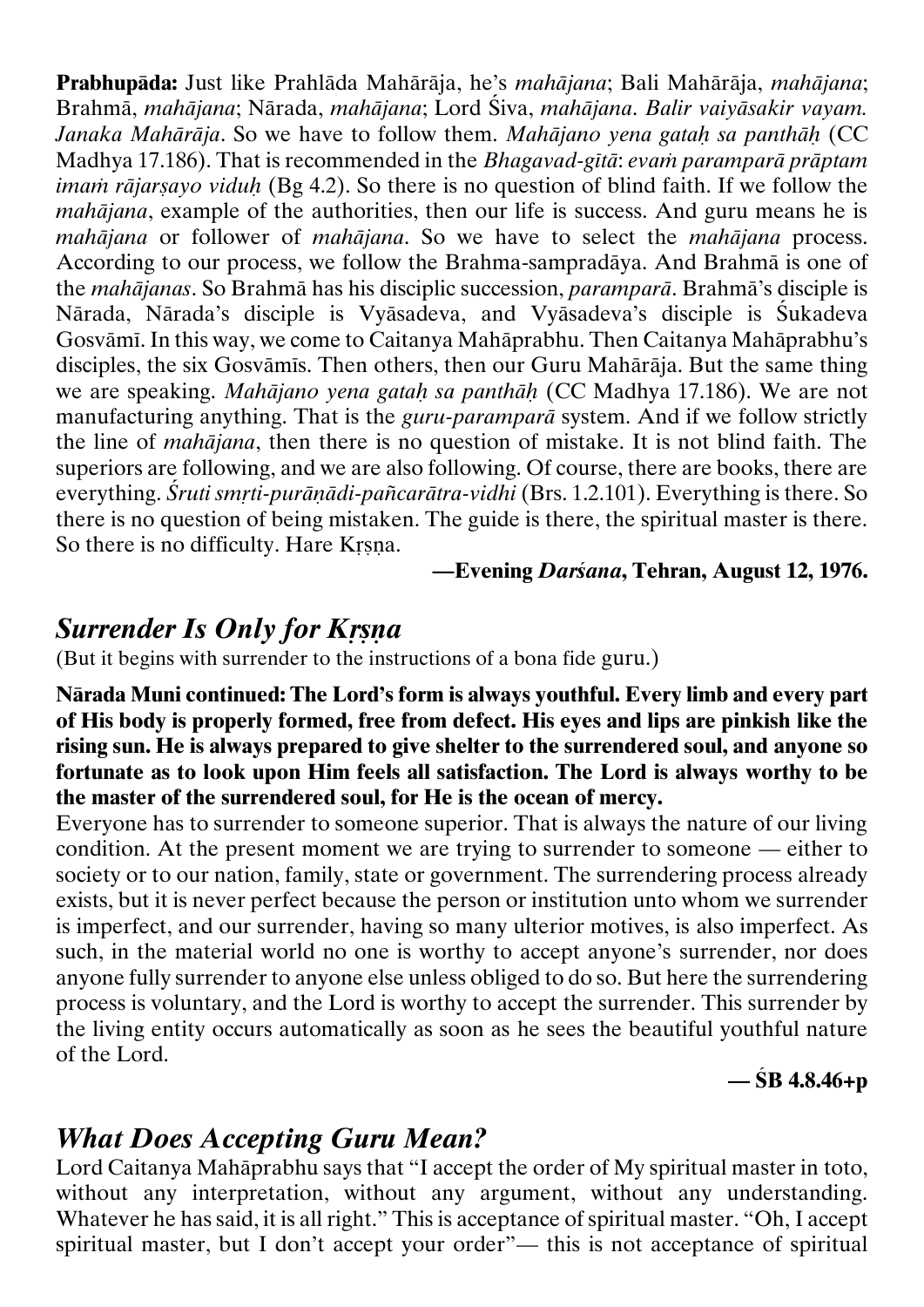**Prabhupāda:** Just like Prahlāda Mahārāja, he's *mahājana*; Bali Mahārāja, *mahājana*; Brahmā, *mahājana*; Nārada, *mahājana*; Lord Śiva, *mahājana*. *Balir vaiyāsakir vayam. Janaka Mahārāja*. So we have to follow them. *Mahājano yena gataḥ sa panthāḥ* (CC Madhya 17.186). That is recommended in the *Bhagavad-gītā*: *evaṁ paramparā prāptam imaṁ rājarṣayo viduḥ* (Bg 4.2). So there is no question of blind faith. If we follow the *mahājana*, example of the authorities, then our life is success. And guru means he is *mahājana* or follower of *mahājana*. So we have to select the *mahājana* process. According to our process, we follow the Brahma-sampradāya. And Brahmā is one of the *mahājanas*. So Brahmā has his disciplic succession, *paramparā*. Brahmā's disciple is Nārada, Nārada's disciple is Vyāsadeva, and Vyāsadeva's disciple is Śukadeva Gosvāmī. In this way, we come to Caitanya Mahāprabhu. Then Caitanya Mahāprabhu's disciples, the six Gosvāmīs. Then others, then our Guru Mahārāja. But the same thing we are speaking. *Mahājano yena gataḥ sa panthāḥ* (CC Madhya 17.186). We are not manufacturing anything. That is the *guru-paramparā* system. And if we follow strictly the line of *mahājana*, then there is no question of mistake. It is not blind faith. The superiors are following, and we are also following. Of course, there are books, there are everything. *Śruti smṛti-purāṇādi-pañcarātra-vidhi* (Brs. 1.2.101). Everything is there. So there is no question of being mistaken. The guide is there, the spiritual master is there. So there is no difficulty. Hare Kṛṣṇa.

**—Evening *Darśana*, Tehran, August 12, 1976.**

## *Surrender Is Only for Kṛṣṇa*

(But it begins with surrender to the instructions of a bona fide guru.)

**Nārada Muni continued: The Lord's form is always youthful. Every limb and every part of His body is properly formed, free from defect. His eyes and lips are pinkish like the rising sun. He is always prepared to give shelter to the surrendered soul, and anyone so fortunate as to look upon Him feels all satisfaction. The Lord is always worthy to be the master of the surrendered soul, for He is the ocean of mercy.**

Everyone has to surrender to someone superior. That is always the nature of our living condition. At the present moment we are trying to surrender to someone — either to society or to our nation, family, state or government. The surrendering process already exists, but it is never perfect because the person or institution unto whom we surrender is imperfect, and our surrender, having so many ulterior motives, is also imperfect. As such, in the material world no one is worthy to accept anyone's surrender, nor does anyone fully surrender to anyone else unless obliged to do so. But here the surrendering process is voluntary, and the Lord is worthy to accept the surrender. This surrender by the living entity occurs automatically as soon as he sees the beautiful youthful nature of the Lord.

**— ŚB 4.8.46+p**

## *What Does Accepting Guru Mean?*

Lord Caitanya Mahāprabhu says that "I accept the order of My spiritual master in toto, without any interpretation, without any argument, without any understanding. Whatever he has said, it is all right." This is acceptance of spiritual master. "Oh, I accept spiritual master, but I don't accept your order"— this is not acceptance of spiritual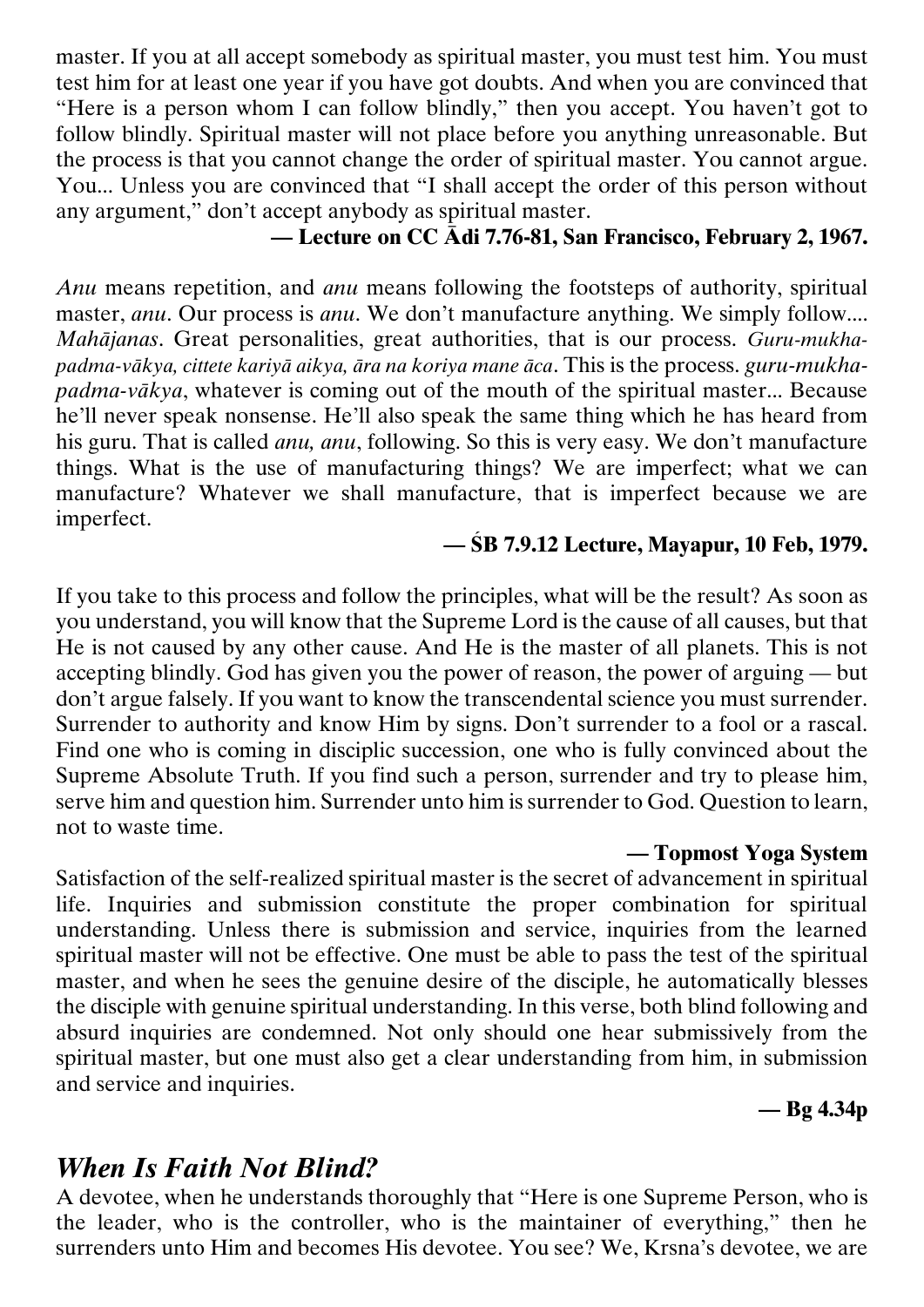master. If you at all accept somebody as spiritual master, you must test him. You must test him for at least one year if you have got doubts. And when you are convinced that "Here is a person whom I can follow blindly," then you accept. You haven't got to follow blindly. Spiritual master will not place before you anything unreasonable. But the process is that you cannot change the order of spiritual master. You cannot argue. You... Unless you are convinced that "I shall accept the order of this person without any argument," don't accept anybody as spiritual master.

**— Lecture on CC Ādi 7.76-81, San Francisco, February 2, 1967.**

*Anu* means repetition, and *anu* means following the footsteps of authority, spiritual master, *anu*. Our process is *anu*. We don't manufacture anything. We simply follow.... *Mahājanas*. Great personalities, great authorities, that is our process. *Guru-mukha-padma-vākya, cittete kariyā aikya, āra na koriya mane āca*. This is the process. *guru-mukha-padma-vākya*, whatever is coming out of the mouth of the spiritual master... Because he'll never speak nonsense. He'll also speak the same thing which he has heard from his guru. That is called *anu, anu*, following. So this is very easy. We don't manufacture things. What is the use of manufacturing things? We are imperfect; what we can manufacture? Whatever we shall manufacture, that is imperfect because we are imperfect.

**— ŚB 7.9.12 Lecture, Mayapur, 10 Feb, 1979.**

If you take to this process and follow the principles, what will be the result? As soon as you understand, you will know that the Supreme Lord is the cause of all causes, but that He is not caused by any other cause. And He is the master of all planets. This is not accepting blindly. God has given you the power of reason, the power of arguing — but don't argue falsely. If you want to know the transcendental science you must surrender. Surrender to authority and know Him by signs. Don't surrender to a fool or a rascal. Find one who is coming in disciplic succession, one who is fully convinced about the Supreme Absolute Truth. If you find such a person, surrender and try to please him, serve him and question him. Surrender unto him is surrender to God. Question to learn, not to waste time.

**— Topmost Yoga System**

Satisfaction of the self-realized spiritual master is the secret of advancement in spiritual life. Inquiries and submission constitute the proper combination for spiritual understanding. Unless there is submission and service, inquiries from the learned spiritual master will not be effective. One must be able to pass the test of the spiritual master, and when he sees the genuine desire of the disciple, he automatically blesses the disciple with genuine spiritual understanding. In this verse, both blind following and absurd inquiries are condemned. Not only should one hear submissively from the spiritual master, but one must also get a clear understanding from him, in submission and service and inquiries.

**— Bg 4.34p**

## *When Is Faith Not Blind?*

A devotee, when he understands thoroughly that "Here is one Supreme Person, who is the leader, who is the controller, who is the maintainer of everything," then he surrenders unto Him and becomes His devotee. You see? We, Krsna's devotee, we are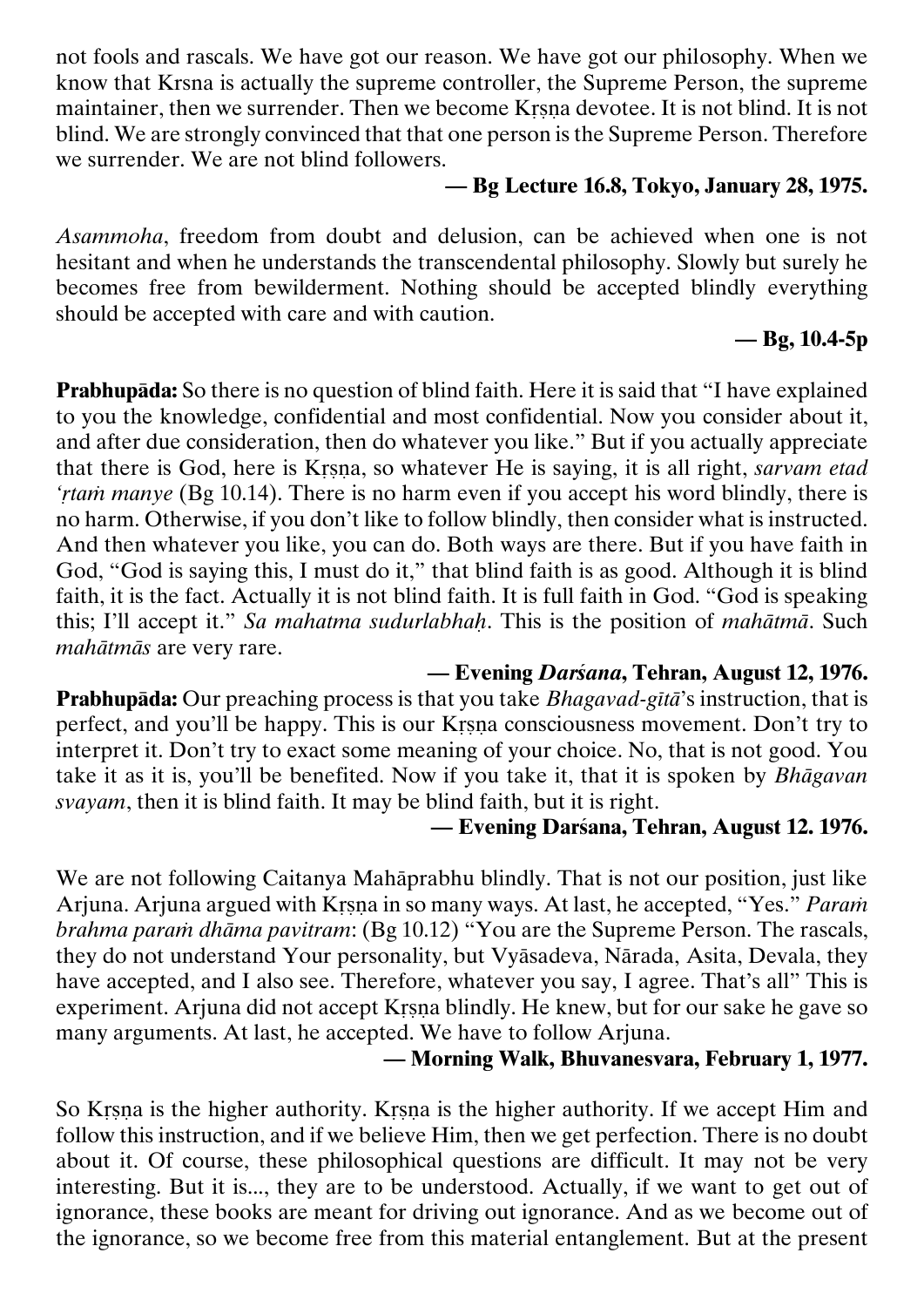not fools and rascals. We have got our reason. We have got our philosophy. When we know that Krsna is actually the supreme controller, the Supreme Person, the supreme maintainer, then we surrender. Then we become Kṛṣṇa devotee. It is not blind. It is not blind. We are strongly convinced that that one person is the Supreme Person. Therefore we surrender. We are not blind followers.

**— Bg Lecture 16.8, Tokyo, January 28, 1975.**

*Asammoha*, freedom from doubt and delusion, can be achieved when one is not hesitant and when he understands the transcendental philosophy. Slowly but surely he becomes free from bewilderment. Nothing should be accepted blindly everything should be accepted with care and with caution.

**— Bg, 10.4-5p**

**Prabhupāda:** So there is no question of blind faith. Here it is said that "I have explained to you the knowledge, confidential and most confidential. Now you consider about it, and after due consideration, then do whatever you like." But if you actually appreciate that there is God, here is Kṛṣṇa, so whatever He is saying, it is all right, *sarvam etad 'ṛtaṁ manye* (Bg 10.14). There is no harm even if you accept his word blindly, there is no harm. Otherwise, if you don't like to follow blindly, then consider what is instructed. And then whatever you like, you can do. Both ways are there. But if you have faith in God, "God is saying this, I must do it," that blind faith is as good. Although it is blind faith, it is the fact. Actually it is not blind faith. It is full faith in God. "God is speaking this; I'll accept it." *Sa mahatma sudurlabhaḥ*. This is the position of *mahātmā*. Such *mahātmās* are very rare.

**— Evening *Darśana*, Tehran, August 12, 1976.**

**Prabhupāda:** Our preaching process is that you take *Bhagavad-gītā*'s instruction, that is perfect, and you'll be happy. This is our Kṛṣṇa consciousness movement. Don't try to interpret it. Don't try to exact some meaning of your choice. No, that is not good. You take it as it is, you'll be benefited. Now if you take it, that it is spoken by *Bhāgavan svayam*, then it is blind faith. It may be blind faith, but it is right.

**— Evening Darśana, Tehran, August 12. 1976.**

We are not following Caitanya Mahāprabhu blindly. That is not our position, just like Arjuna. Arjuna argued with Kṛṣṇa in so many ways. At last, he accepted, "Yes." *Paraṁ brahma paraṁ dhāma pavitram*: (Bg 10.12) "You are the Supreme Person. The rascals, they do not understand Your personality, but Vyāsadeva, Nārada, Asita, Devala, they have accepted, and I also see. Therefore, whatever you say, I agree. That's all" This is experiment. Arjuna did not accept Kṛṣṇa blindly. He knew, but for our sake he gave so many arguments. At last, he accepted. We have to follow Arjuna.

**— Morning Walk, Bhuvanesvara, February 1, 1977.**

So Kṛṣṇa is the higher authority. Kṛṣṇa is the higher authority. If we accept Him and follow this instruction, and if we believe Him, then we get perfection. There is no doubt about it. Of course, these philosophical questions are difficult. It may not be very interesting. But it is..., they are to be understood. Actually, if we want to get out of ignorance, these books are meant for driving out ignorance. And as we become out of the ignorance, so we become free from this material entanglement. But at the present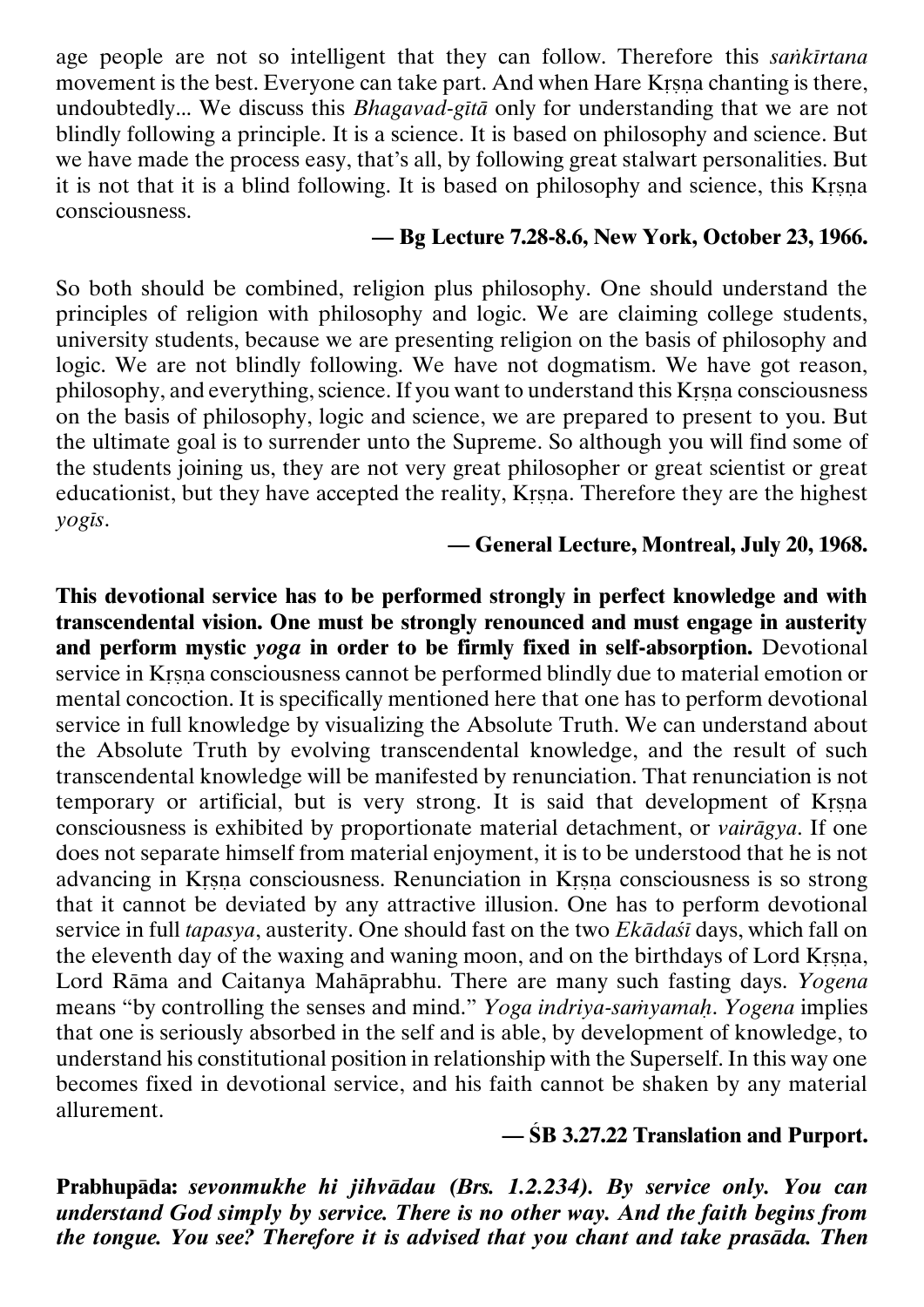age people are not so intelligent that they can follow. Therefore this *saṅkīrtana* movement is the best. Everyone can take part. And when Hare Kṛṣṇa chanting is there, undoubtedly... We discuss this *Bhagavad-gītā* only for understanding that we are not blindly following a principle. It is a science. It is based on philosophy and science. But we have made the process easy, that's all, by following great stalwart personalities. But it is not that it is a blind following. It is based on philosophy and science, this Kṛṣṇa consciousness.

**— Bg Lecture 7.28-8.6, New York, October 23, 1966.**

So both should be combined, religion plus philosophy. One should understand the principles of religion with philosophy and logic. We are claiming college students, university students, because we are presenting religion on the basis of philosophy and logic. We are not blindly following. We have not dogmatism. We have got reason, philosophy, and everything, science. If you want to understand this Kṛṣṇa consciousness on the basis of philosophy, logic and science, we are prepared to present to you. But the ultimate goal is to surrender unto the Supreme. So although you will find some of the students joining us, they are not very great philosopher or great scientist or great educationist, but they have accepted the reality, Kṛṣṇa. Therefore they are the highest *yogīs*.

**— General Lecture, Montreal, July 20, 1968.**

**This devotional service has to be performed strongly in perfect knowledge and with transcendental vision. One must be strongly renounced and must engage in austerity and perform mystic *yoga* in order to be firmly fixed in self-absorption.** Devotional service in Kṛṣṇa consciousness cannot be performed blindly due to material emotion or mental concoction. It is specifically mentioned here that one has to perform devotional service in full knowledge by visualizing the Absolute Truth. We can understand about the Absolute Truth by evolving transcendental knowledge, and the result of such transcendental knowledge will be manifested by renunciation. That renunciation is not temporary or artificial, but is very strong. It is said that development of Kṛṣṇa consciousness is exhibited by proportionate material detachment, or *vairāgya*. If one does not separate himself from material enjoyment, it is to be understood that he is not advancing in Kṛṣṇa consciousness. Renunciation in Kṛṣṇa consciousness is so strong that it cannot be deviated by any attractive illusion. One has to perform devotional service in full *tapasya*, austerity. One should fast on the two *Ekādaśī* days, which fall on the eleventh day of the waxing and waning moon, and on the birthdays of Lord Kṛṣṇa, Lord Rāma and Caitanya Mahāprabhu. There are many such fasting days. *Yogena* means "by controlling the senses and mind." *Yoga indriya-saṁyamaḥ*. *Yogena* implies that one is seriously absorbed in the self and is able, by development of knowledge, to understand his constitutional position in relationship with the Superself. In this way one becomes fixed in devotional service, and his faith cannot be shaken by any material allurement.

**— ŚB 3.27.22 Translation and Purport.**

**Prabhupāda:** ***sevonmukhe hi jihvādau (Brs. 1.2.234). By service only. You can understand God simply by service. There is no other way. And the faith begins from the tongue. You see? Therefore it is advised that you chant and take prasāda. Then***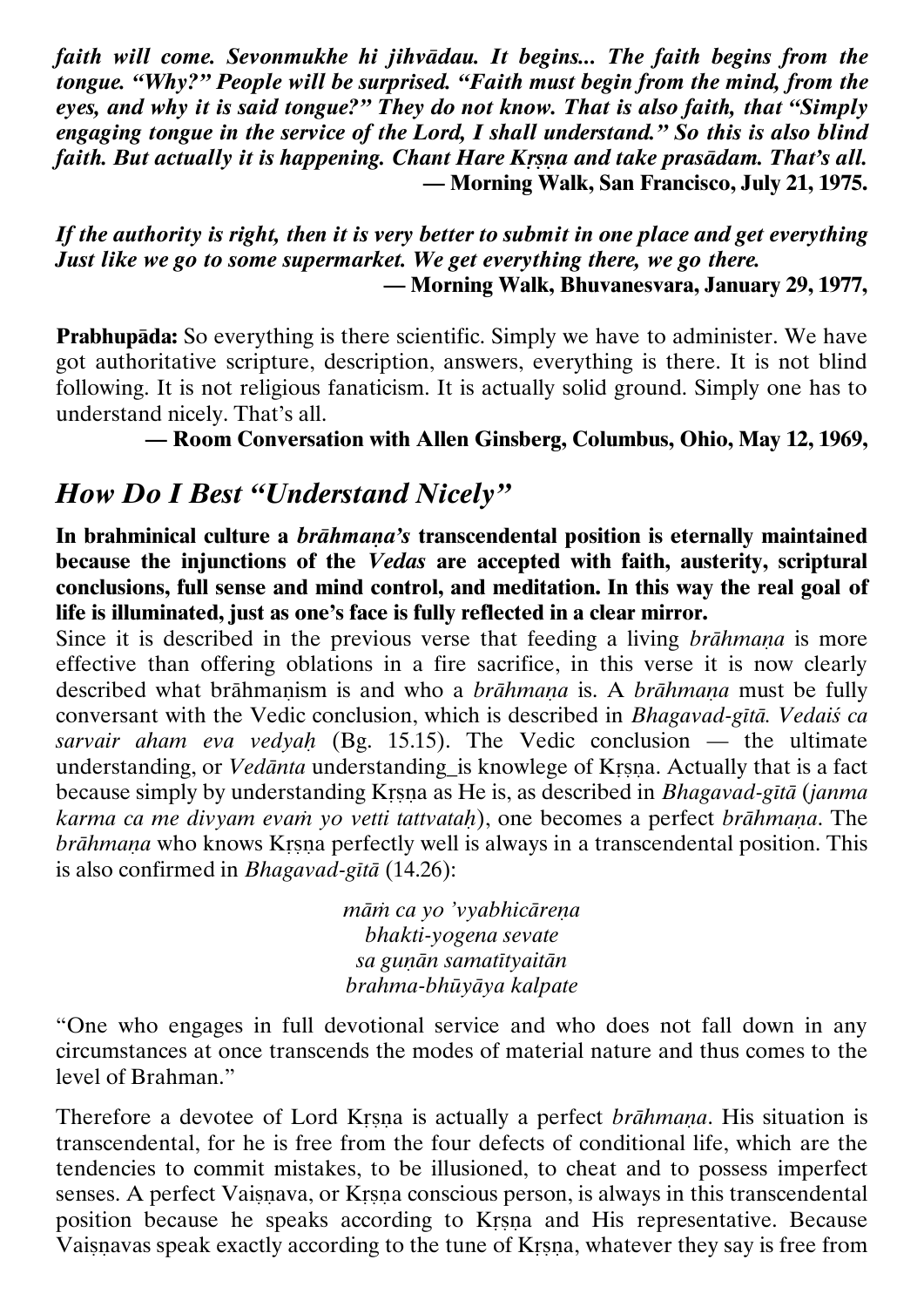***faith will come. Sevonmukhe hi jihvādau. It begins... The faith begins from the tongue. "Why?" People will be surprised. "Faith must begin from the mind, from the eyes, and why it is said tongue?" They do not know. That is also faith, that "Simply engaging tongue in the service of the Lord, I shall understand." So this is also blind faith. But actually it is happening. Chant Hare Kṛṣṇa and take prasādam. That's all.***

**— Morning Walk, San Francisco, July 21, 1975.**

***If the authority is right, then it is very better to submit in one place and get everything Just like we go to some supermarket. We get everything there, we go there.***

**— Morning Walk, Bhuvanesvara, January 29, 1977,**

**Prabhupāda:** So everything is there scientific. Simply we have to administer. We have got authoritative scripture, description, answers, everything is there. It is not blind following. It is not religious fanaticism. It is actually solid ground. Simply one has to understand nicely. That's all.

**— Room Conversation with Allen Ginsberg, Columbus, Ohio, May 12, 1969,**

## *How Do I Best "Understand Nicely"*

**In brahminical culture a *brāhmaṇa's* transcendental position is eternally maintained because the injunctions of the *Vedas* are accepted with faith, austerity, scriptural conclusions, full sense and mind control, and meditation. In this way the real goal of life is illuminated, just as one's face is fully reflected in a clear mirror.**

Since it is described in the previous verse that feeding a living *brāhmaṇa* is more effective than offering oblations in a fire sacrifice, in this verse it is now clearly described what brāhmaṇism is and who a *brāhmaṇa* is. A *brāhmaṇa* must be fully conversant with the Vedic conclusion, which is described in *Bhagavad-gītā. Vedaiś ca sarvair aham eva vedyaḥ* (Bg. 15.15). The Vedic conclusion — the ultimate understanding, or *Vedānta* understanding_is knowlege of Kṛṣṇa. Actually that is a fact because simply by understanding Kṛṣṇa as He is, as described in *Bhagavad-gītā* (*janma karma ca me divyam evaṁ yo vetti tattvataḥ*), one becomes a perfect *brāhmaṇa*. The *brāhmaṇa* who knows Kṛṣṇa perfectly well is always in a transcendental position. This is also confirmed in *Bhagavad-gītā* (14.26):

*māṁ ca yo 'vyabhicāreṇa*
*bhakti-yogena sevate*
*sa guṇān samatītyaitān*
*brahma-bhūyāya kalpate*

"One who engages in full devotional service and who does not fall down in any circumstances at once transcends the modes of material nature and thus comes to the level of Brahman."

Therefore a devotee of Lord Kṛṣṇa is actually a perfect *brāhmaṇa*. His situation is transcendental, for he is free from the four defects of conditional life, which are the tendencies to commit mistakes, to be illusioned, to cheat and to possess imperfect senses. A perfect Vaiṣṇava, or Kṛṣṇa conscious person, is always in this transcendental position because he speaks according to Kṛṣṇa and His representative. Because Vaiṣṇavas speak exactly according to the tune of Kṛṣṇa, whatever they say is free from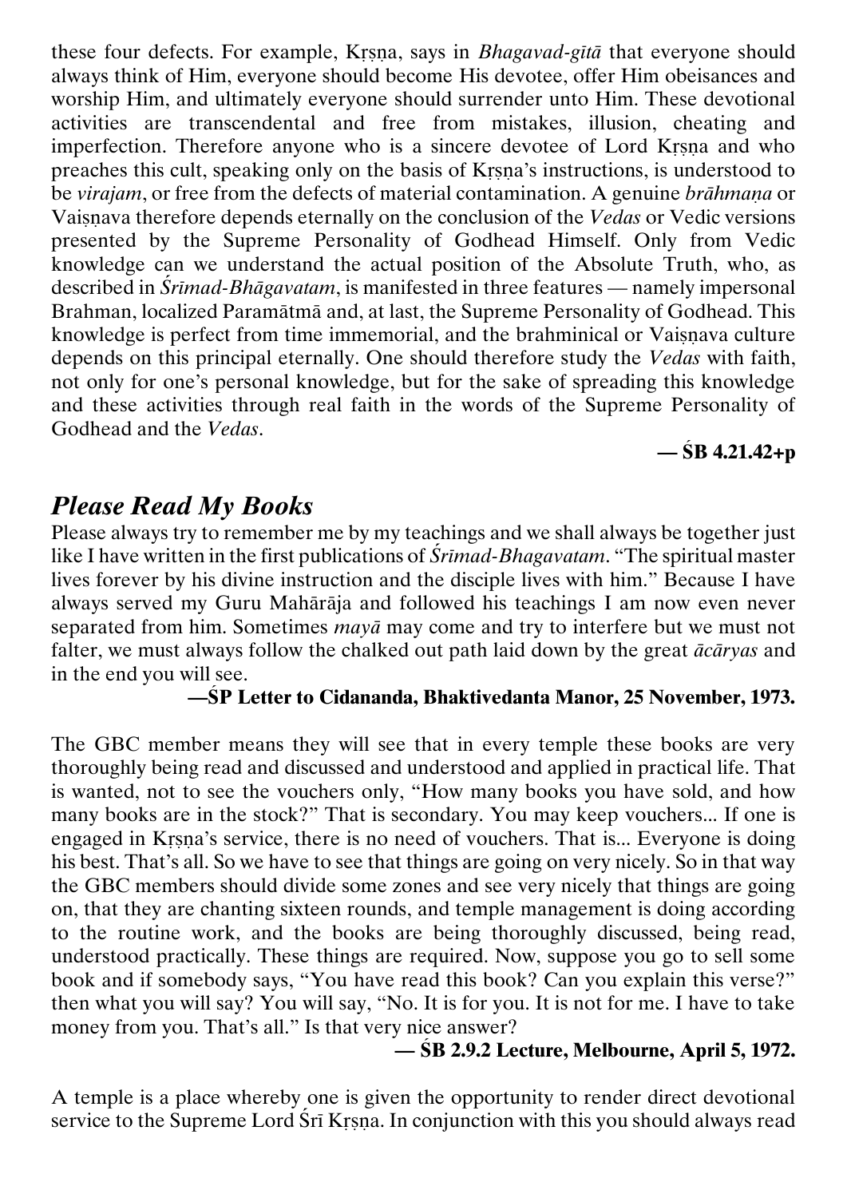these four defects. For example, Kṛṣṇa, says in *Bhagavad-gītā* that everyone should always think of Him, everyone should become His devotee, offer Him obeisances and worship Him, and ultimately everyone should surrender unto Him. These devotional activities are transcendental and free from mistakes, illusion, cheating and imperfection. Therefore anyone who is a sincere devotee of Lord Kṛṣṇa and who preaches this cult, speaking only on the basis of Kṛṣṇa's instructions, is understood to be *virajam*, or free from the defects of material contamination. A genuine *brāhmaṇa* or Vaiṣṇava therefore depends eternally on the conclusion of the *Vedas* or Vedic versions presented by the Supreme Personality of Godhead Himself. Only from Vedic knowledge can we understand the actual position of the Absolute Truth, who, as described in *Śrīmad-Bhāgavatam*, is manifested in three features — namely impersonal Brahman, localized Paramātmā and, at last, the Supreme Personality of Godhead. This knowledge is perfect from time immemorial, and the brahminical or Vaiṣṇava culture depends on this principal eternally. One should therefore study the *Vedas* with faith, not only for one's personal knowledge, but for the sake of spreading this knowledge and these activities through real faith in the words of the Supreme Personality of Godhead and the *Vedas*.

**— ŚB 4.21.42+p**

## *Please Read My Books*

Please always try to remember me by my teachings and we shall always be together just like I have written in the first publications of *Śrīmad-Bhagavatam*. "The spiritual master lives forever by his divine instruction and the disciple lives with him." Because I have always served my Guru Mahārāja and followed his teachings I am now even never separated from him. Sometimes *mayā* may come and try to interfere but we must not falter, we must always follow the chalked out path laid down by the great *ācāryas* and in the end you will see.

**—ŚP Letter to Cidananda, Bhaktivedanta Manor, 25 November, 1973.**

The GBC member means they will see that in every temple these books are very thoroughly being read and discussed and understood and applied in practical life. That is wanted, not to see the vouchers only, "How many books you have sold, and how many books are in the stock?" That is secondary. You may keep vouchers... If one is engaged in Kṛṣṇa's service, there is no need of vouchers. That is... Everyone is doing his best. That's all. So we have to see that things are going on very nicely. So in that way the GBC members should divide some zones and see very nicely that things are going on, that they are chanting sixteen rounds, and temple management is doing according to the routine work, and the books are being thoroughly discussed, being read, understood practically. These things are required. Now, suppose you go to sell some book and if somebody says, "You have read this book? Can you explain this verse?" then what you will say? You will say, "No. It is for you. It is not for me. I have to take money from you. That's all." Is that very nice answer?

**— ŚB 2.9.2 Lecture, Melbourne, April 5, 1972.**

A temple is a place whereby one is given the opportunity to render direct devotional service to the Supreme Lord Śrī Kṛṣṇa. In conjunction with this you should always read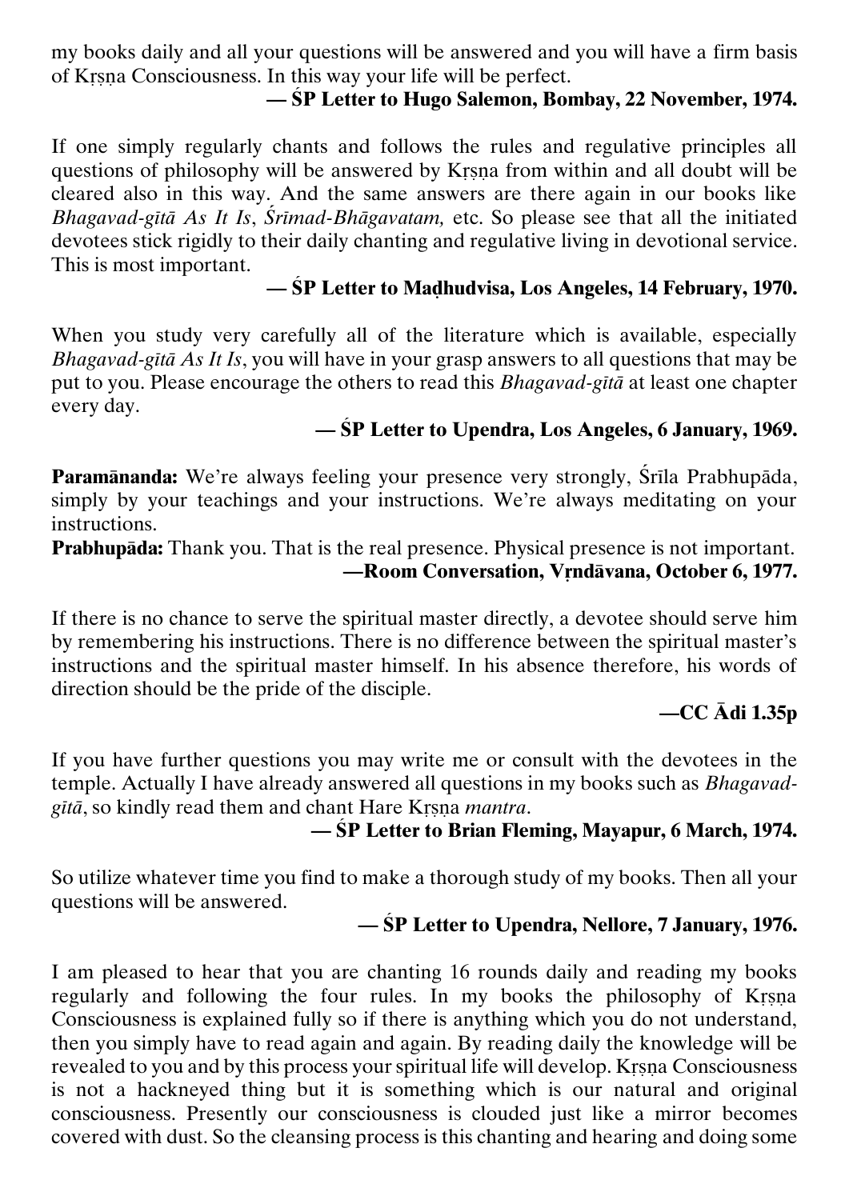my books daily and all your questions will be answered and you will have a firm basis of Kṛṣṇa Consciousness. In this way your life will be perfect.

**— ŚP Letter to Hugo Salemon, Bombay, 22 November, 1974.**

If one simply regularly chants and follows the rules and regulative principles all questions of philosophy will be answered by Kṛṣṇa from within and all doubt will be cleared also in this way. And the same answers are there again in our books like *Bhagavad-gītā As It Is*, *Śrīmad-Bhāgavatam,* etc. So please see that all the initiated devotees stick rigidly to their daily chanting and regulative living in devotional service. This is most important.

**— ŚP Letter to Maḍhudvisa, Los Angeles, 14 February, 1970.**

When you study very carefully all of the literature which is available, especially *Bhagavad-gītā As It Is*, you will have in your grasp answers to all questions that may be put to you. Please encourage the others to read this *Bhagavad-gītā* at least one chapter every day.

**— ŚP Letter to Upendra, Los Angeles, 6 January, 1969.**

**Paramānanda:** We're always feeling your presence very strongly, Śrīla Prabhupāda, simply by your teachings and your instructions. We're always meditating on your instructions.

**Prabhupāda:** Thank you. That is the real presence. Physical presence is not important.

**—Room Conversation, Vṛndāvana, October 6, 1977.**

If there is no chance to serve the spiritual master directly, a devotee should serve him by remembering his instructions. There is no difference between the spiritual master's instructions and the spiritual master himself. In his absence therefore, his words of direction should be the pride of the disciple.

**—CC Ādi 1.35p**

If you have further questions you may write me or consult with the devotees in the temple. Actually I have already answered all questions in my books such as *Bhagavad-gītā*, so kindly read them and chant Hare Kṛṣṇa *mantra*.

**— ŚP Letter to Brian Fleming, Mayapur, 6 March, 1974.**

So utilize whatever time you find to make a thorough study of my books. Then all your questions will be answered.

**— ŚP Letter to Upendra, Nellore, 7 January, 1976.**

I am pleased to hear that you are chanting 16 rounds daily and reading my books regularly and following the four rules. In my books the philosophy of Kṛṣṇa Consciousness is explained fully so if there is anything which you do not understand, then you simply have to read again and again. By reading daily the knowledge will be revealed to you and by this process your spiritual life will develop. Kṛṣṇa Consciousness is not a hackneyed thing but it is something which is our natural and original consciousness. Presently our consciousness is clouded just like a mirror becomes covered with dust. So the cleansing process is this chanting and hearing and doing some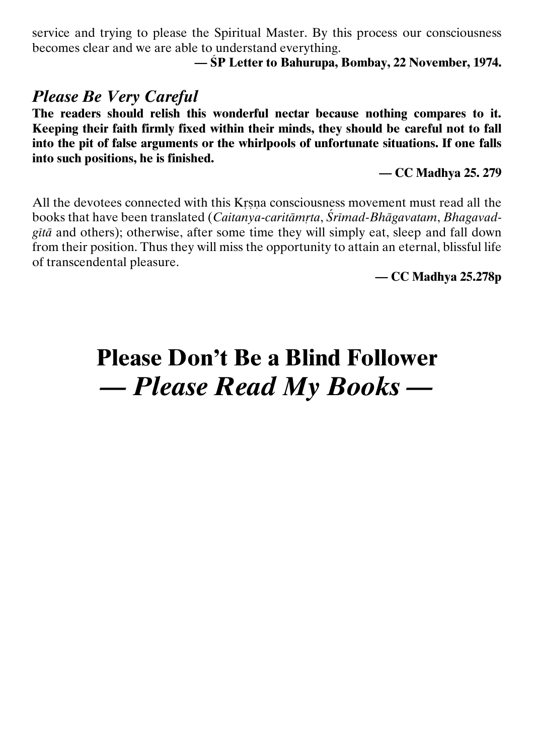service and trying to please the Spiritual Master. By this process our consciousness becomes clear and we are able to understand everything.

**— ŚP Letter to Bahurupa, Bombay, 22 November, 1974.**

## *Please Be Very Careful*

**The readers should relish this wonderful nectar because nothing compares to it. Keeping their faith firmly fixed within their minds, they should be careful not to fall into the pit of false arguments or the whirlpools of unfortunate situations. If one falls into such positions, he is finished.**

**— CC Madhya 25. 279**

All the devotees connected with this Kṛṣṇa consciousness movement must read all the books that have been translated (*Caitanya-caritāmṛta*, *Śrīmad-Bhāgavatam*, *Bhagavad-gītā* and others); otherwise, after some time they will simply eat, sleep and fall down from their position. Thus they will miss the opportunity to attain an eternal, blissful life of transcendental pleasure.

**— CC Madhya 25.278p**

# Please Don't Be a Blind Follower
# *— Please Read My Books —*